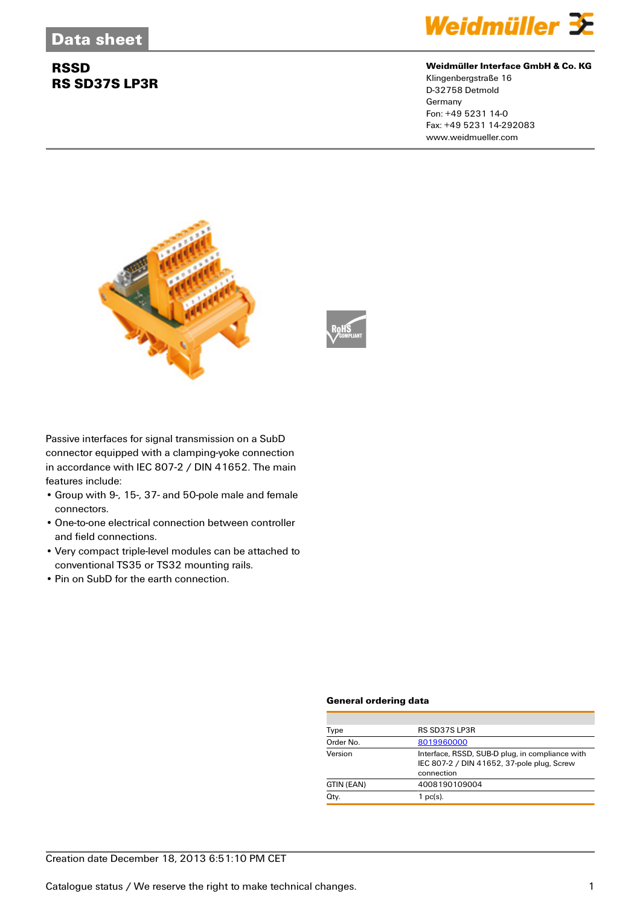Data sheet

# RSSD
# RS SD37S LP3R

**Weidmüller Interface GmbH & Co. KG**
Klingenbergstraße 16
D-32758 Detmold
Germany
Fon: +49 5231 14-0
Fax: +49 5231 14-292083
www.weidmueller.com

Passive interfaces for signal transmission on a SubD connector equipped with a clamping-yoke connection in accordance with IEC 807-2 / DIN 41652. The main features include:

- Group with 9-, 15-, 37- and 50-pole male and female connectors.
- One-to-one electrical connection between controller and field connections.
- Very compact triple-level modules can be attached to conventional TS35 or TS32 mounting rails.
- Pin on SubD for the earth connection.

### General ordering data

| | |
|---|---|
| Type | RS SD37S LP3R |
| Order No. | 8019960000 |
| Version | Interface, RSSD, SUB-D plug, in compliance with IEC 807-2 / DIN 41652, 37-pole plug, Screw connection |
| GTIN (EAN) | 4008190109004 |
| Qty. | 1 pc(s). |

Creation date December 18, 2013 6:51:10 PM CET

Catalogue status / We reserve the right to make technical changes.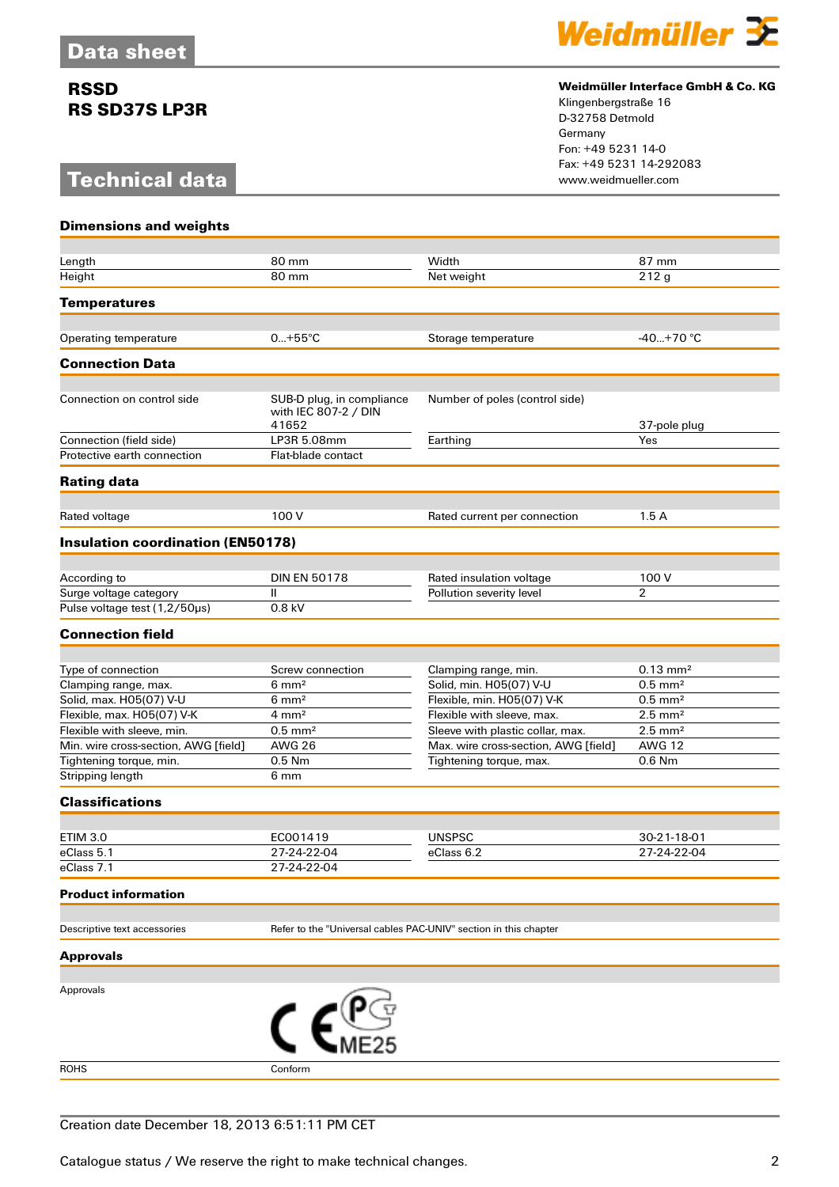Data sheet

**RSSD**
**RS SD37S LP3R**

**Weidmüller Interface GmbH & Co. KG**
Klingenbergstraße 16
D-32758 Detmold
Germany
Fon: +49 5231 14-0
Fax: +49 5231 14-292083
www.weidmueller.com

# Technical data

## Dimensions and weights

| | | | |
|---|---|---|---|
| Length | 80 mm | Width | 87 mm |
| Height | 80 mm | Net weight | 212 g |

## Temperatures

| | | | |
|---|---|---|---|
| Operating temperature | 0...+55°C | Storage temperature | -40...+70 °C |

## Connection Data

| | | | |
|---|---|---|---|
| Connection on control side | SUB-D plug, in compliance with IEC 807-2 / DIN 41652 | Number of poles (control side) | 37-pole plug |
| Connection (field side) | LP3R 5.08mm | Earthing | Yes |
| Protective earth connection | Flat-blade contact | | |

## Rating data

| | | | |
|---|---|---|---|
| Rated voltage | 100 V | Rated current per connection | 1.5 A |

## Insulation coordination (EN50178)

| | | | |
|---|---|---|---|
| According to | DIN EN 50178 | Rated insulation voltage | 100 V |
| Surge voltage category | II | Pollution severity level | 2 |
| Pulse voltage test (1,2/50µs) | 0.8 kV | | |

## Connection field

| | | | |
|---|---|---|---|
| Type of connection | Screw connection | Clamping range, min. | 0.13 mm² |
| Clamping range, max. | 6 mm² | Solid, min. H05(07) V-U | 0.5 mm² |
| Solid, max. H05(07) V-U | 6 mm² | Flexible, min. H05(07) V-K | 0.5 mm² |
| Flexible, max. H05(07) V-K | 4 mm² | Flexible with sleeve, max. | 2.5 mm² |
| Flexible with sleeve, min. | 0.5 mm² | Sleeve with plastic collar, max. | 2.5 mm² |
| Min. wire cross-section, AWG [field] | AWG 26 | Max. wire cross-section, AWG [field] | AWG 12 |
| Tightening torque, min. | 0.5 Nm | Tightening torque, max. | 0.6 Nm |
| Stripping length | 6 mm | | |

## Classifications

| | | | |
|---|---|---|---|
| ETIM 3.0 | EC001419 | UNSPSC | 30-21-18-01 |
| eClass 5.1 | 27-24-22-04 | eClass 6.2 | 27-24-22-04 |
| eClass 7.1 | 27-24-22-04 | | |

## Product information

| | |
|---|---|
| Descriptive text accessories | Refer to the "Universal cables PAC-UNIV" section in this chapter |

## Approvals

| | |
|---|---|
| Approvals | CE, PC ME25 |
| ROHS | Conform |

Creation date December 18, 2013 6:51:11 PM CET

Catalogue status / We reserve the right to make technical changes.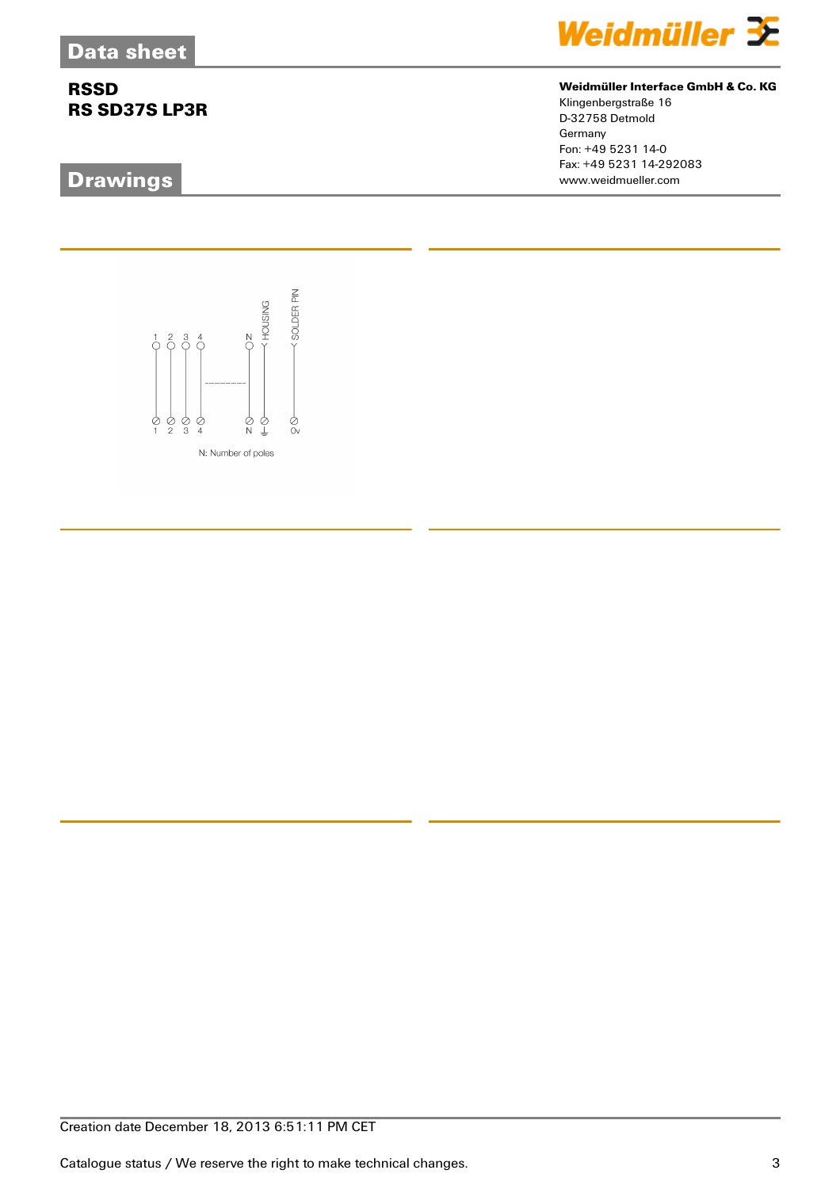# Data sheet

**RSSD**
**RS SD37S LP3R**

**Weidmüller Interface GmbH & Co. KG**
Klingenbergstraße 16
D-32758 Detmold
Germany
Fon: +49 5231 14-0
Fax: +49 5231 14-292083
www.weidmueller.com

## Drawings

1 2 3 4 N HOUSING SOLDER PIN

1 2 3 4 N 0v

N: Number of poles

Creation date December 18, 2013 6:51:11 PM CET

Catalogue status / We reserve the right to make technical changes.